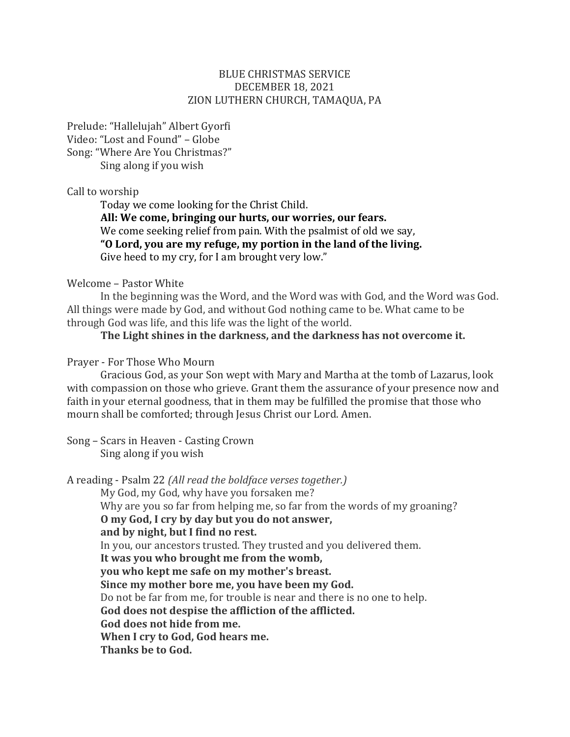# BLUE CHRISTMAS SERVICE
## DECEMBER 18, 2021
## ZION LUTHERN CHURCH, TAMAQUA, PA

Prelude: "Hallelujah" Albert Gyorfi
Video: "Lost and Found" – Globe
Song: "Where Are You Christmas?"
Sing along if you wish

Call to worship

Today we come looking for the Christ Child.
**All: We come, bringing our hurts, our worries, our fears.**
We come seeking relief from pain. With the psalmist of old we say,
**"O Lord, you are my refuge, my portion in the land of the living.**
Give heed to my cry, for I am brought very low."

Welcome – Pastor White

In the beginning was the Word, and the Word was with God, and the Word was God. All things were made by God, and without God nothing came to be. What came to be through God was life, and this life was the light of the world.

**The Light shines in the darkness, and the darkness has not overcome it.**

Prayer - For Those Who Mourn

Gracious God, as your Son wept with Mary and Martha at the tomb of Lazarus, look with compassion on those who grieve. Grant them the assurance of your presence now and faith in your eternal goodness, that in them may be fulfilled the promise that those who mourn shall be comforted; through Jesus Christ our Lord. Amen.

Song – Scars in Heaven - Casting Crown
Sing along if you wish

A reading - Psalm 22 *(All read the boldface verses together.)*

My God, my God, why have you forsaken me?
Why are you so far from helping me, so far from the words of my groaning?
**O my God, I cry by day but you do not answer,**
**and by night, but I find no rest.**
In you, our ancestors trusted. They trusted and you delivered them.
**It was you who brought me from the womb,**
**you who kept me safe on my mother's breast.**
**Since my mother bore me, you have been my God.**
Do not be far from me, for trouble is near and there is no one to help.
**God does not despise the affliction of the afflicted.**
**God does not hide from me.**
**When I cry to God, God hears me.**
**Thanks be to God.**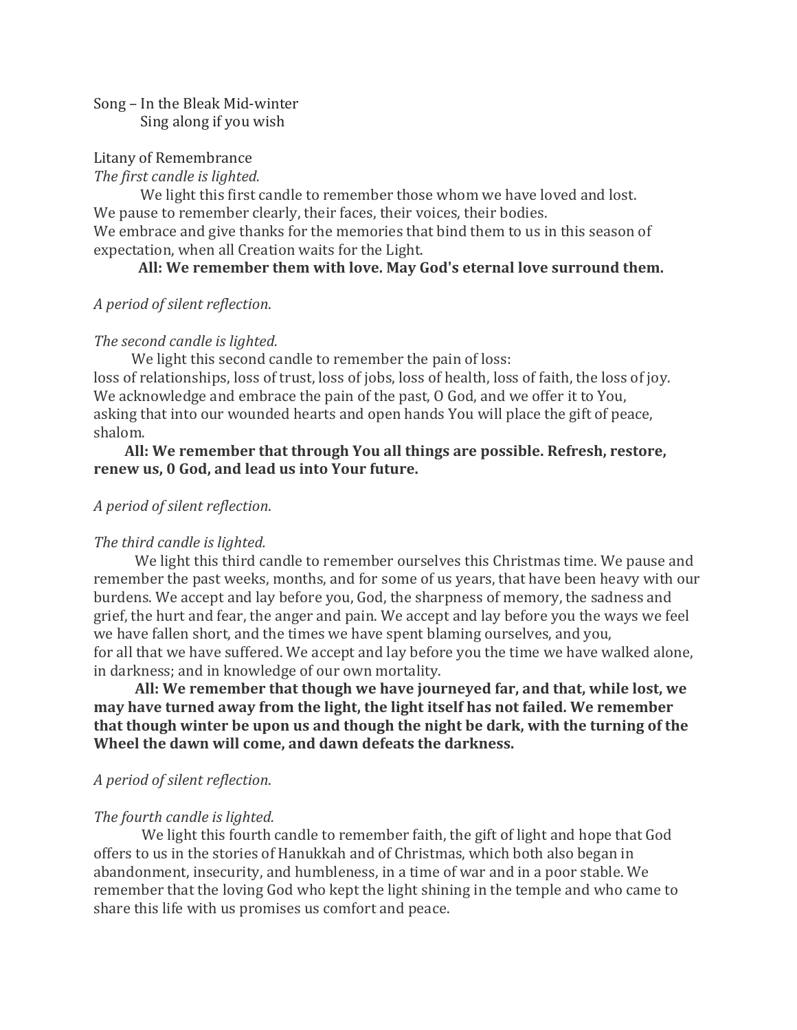Song – In the Bleak Mid-winter
Sing along if you wish

Litany of Remembrance

*The first candle is lighted.*

We light this first candle to remember those whom we have loved and lost. We pause to remember clearly, their faces, their voices, their bodies. We embrace and give thanks for the memories that bind them to us in this season of expectation, when all Creation waits for the Light.

**All: We remember them with love. May God's eternal love surround them.**

*A period of silent reflection.*

*The second candle is lighted.*

We light this second candle to remember the pain of loss: loss of relationships, loss of trust, loss of jobs, loss of health, loss of faith, the loss of joy. We acknowledge and embrace the pain of the past, O God, and we offer it to You, asking that into our wounded hearts and open hands You will place the gift of peace, shalom.

**All: We remember that through You all things are possible. Refresh, restore, renew us, 0 God, and lead us into Your future.**

*A period of silent reflection.*

*The third candle is lighted.*

We light this third candle to remember ourselves this Christmas time. We pause and remember the past weeks, months, and for some of us years, that have been heavy with our burdens. We accept and lay before you, God, the sharpness of memory, the sadness and grief, the hurt and fear, the anger and pain. We accept and lay before you the ways we feel we have fallen short, and the times we have spent blaming ourselves, and you, for all that we have suffered. We accept and lay before you the time we have walked alone, in darkness; and in knowledge of our own mortality.

**All: We remember that though we have journeyed far, and that, while lost, we may have turned away from the light, the light itself has not failed. We remember that though winter be upon us and though the night be dark, with the turning of the Wheel the dawn will come, and dawn defeats the darkness.**

*A period of silent reflection.*

*The fourth candle is lighted.*

We light this fourth candle to remember faith, the gift of light and hope that God offers to us in the stories of Hanukkah and of Christmas, which both also began in abandonment, insecurity, and humbleness, in a time of war and in a poor stable. We remember that the loving God who kept the light shining in the temple and who came to share this life with us promises us comfort and peace.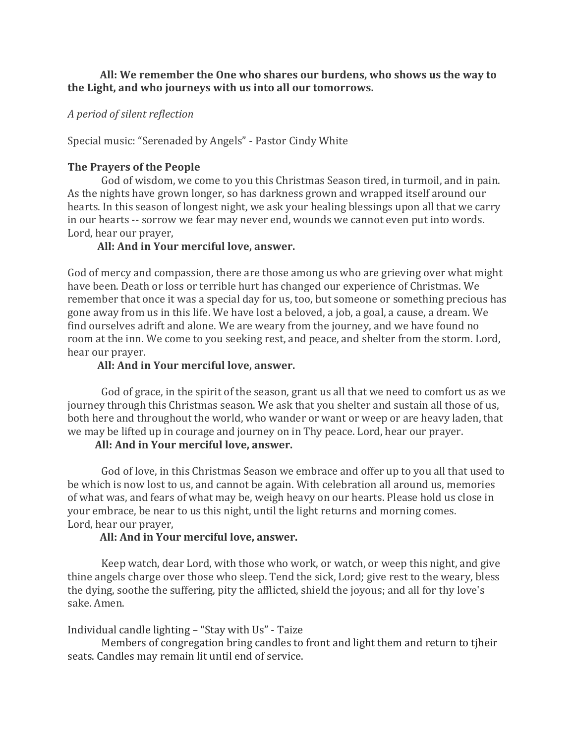**All: We remember the One who shares our burdens, who shows us the way to the Light, and who journeys with us into all our tomorrows.**

*A period of silent reflection*

Special music: "Serenaded by Angels" - Pastor Cindy White

**The Prayers of the People**

God of wisdom, we come to you this Christmas Season tired, in turmoil, and in pain. As the nights have grown longer, so has darkness grown and wrapped itself around our hearts. In this season of longest night, we ask your healing blessings upon all that we carry in our hearts -- sorrow we fear may never end, wounds we cannot even put into words. Lord, hear our prayer,

**All: And in Your merciful love, answer.**

God of mercy and compassion, there are those among us who are grieving over what might have been. Death or loss or terrible hurt has changed our experience of Christmas. We remember that once it was a special day for us, too, but someone or something precious has gone away from us in this life. We have lost a beloved, a job, a goal, a cause, a dream. We find ourselves adrift and alone. We are weary from the journey, and we have found no room at the inn. We come to you seeking rest, and peace, and shelter from the storm. Lord, hear our prayer.

**All: And in Your merciful love, answer.**

God of grace, in the spirit of the season, grant us all that we need to comfort us as we journey through this Christmas season. We ask that you shelter and sustain all those of us, both here and throughout the world, who wander or want or weep or are heavy laden, that we may be lifted up in courage and journey on in Thy peace. Lord, hear our prayer.

**All: And in Your merciful love, answer.**

God of love, in this Christmas Season we embrace and offer up to you all that used to be which is now lost to us, and cannot be again. With celebration all around us, memories of what was, and fears of what may be, weigh heavy on our hearts. Please hold us close in your embrace, be near to us this night, until the light returns and morning comes. Lord, hear our prayer,

**All: And in Your merciful love, answer.**

Keep watch, dear Lord, with those who work, or watch, or weep this night, and give thine angels charge over those who sleep. Tend the sick, Lord; give rest to the weary, bless the dying, soothe the suffering, pity the afflicted, shield the joyous; and all for thy love's sake. Amen.

Individual candle lighting – "Stay with Us" - Taize

Members of congregation bring candles to front and light them and return to tjheir seats. Candles may remain lit until end of service.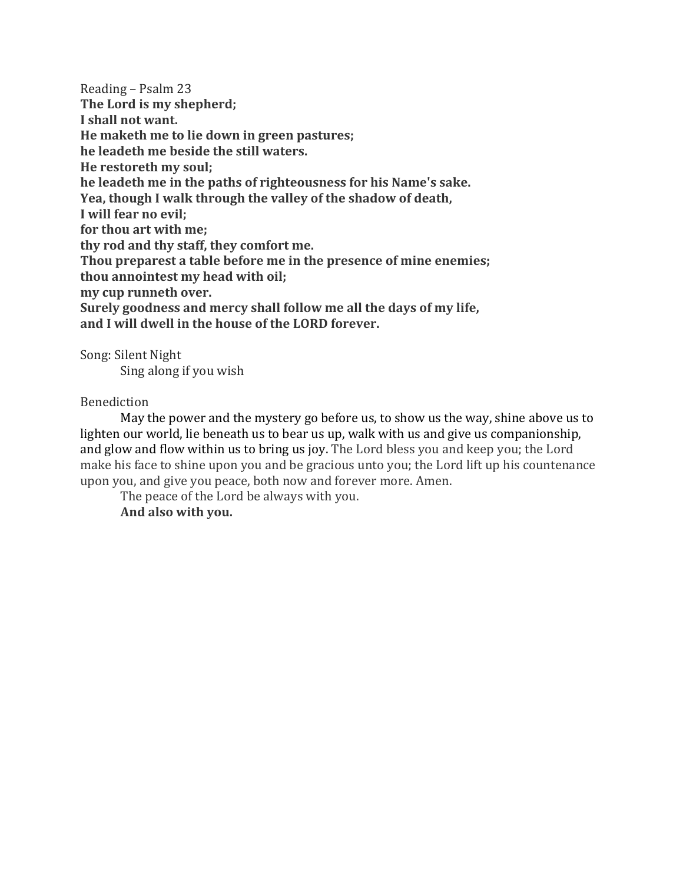Reading – Psalm 23

**The Lord is my shepherd;**
**I shall not want.**
**He maketh me to lie down in green pastures;**
**he leadeth me beside the still waters.**
**He restoreth my soul;**
**he leadeth me in the paths of righteousness for his Name's sake.**
**Yea, though I walk through the valley of the shadow of death,**
**I will fear no evil;**
**for thou art with me;**
**thy rod and thy staff, they comfort me.**
**Thou preparest a table before me in the presence of mine enemies;**
**thou annointest my head with oil;**
**my cup runneth over.**
**Surely goodness and mercy shall follow me all the days of my life,**
**and I will dwell in the house of the LORD forever.**

Song: Silent Night

Sing along if you wish

Benediction

May the power and the mystery go before us, to show us the way, shine above us to lighten our world, lie beneath us to bear us up, walk with us and give us companionship, and glow and flow within us to bring us joy. The Lord bless you and keep you; the Lord make his face to shine upon you and be gracious unto you; the Lord lift up his countenance upon you, and give you peace, both now and forever more. Amen.

The peace of the Lord be always with you.

**And also with you.**